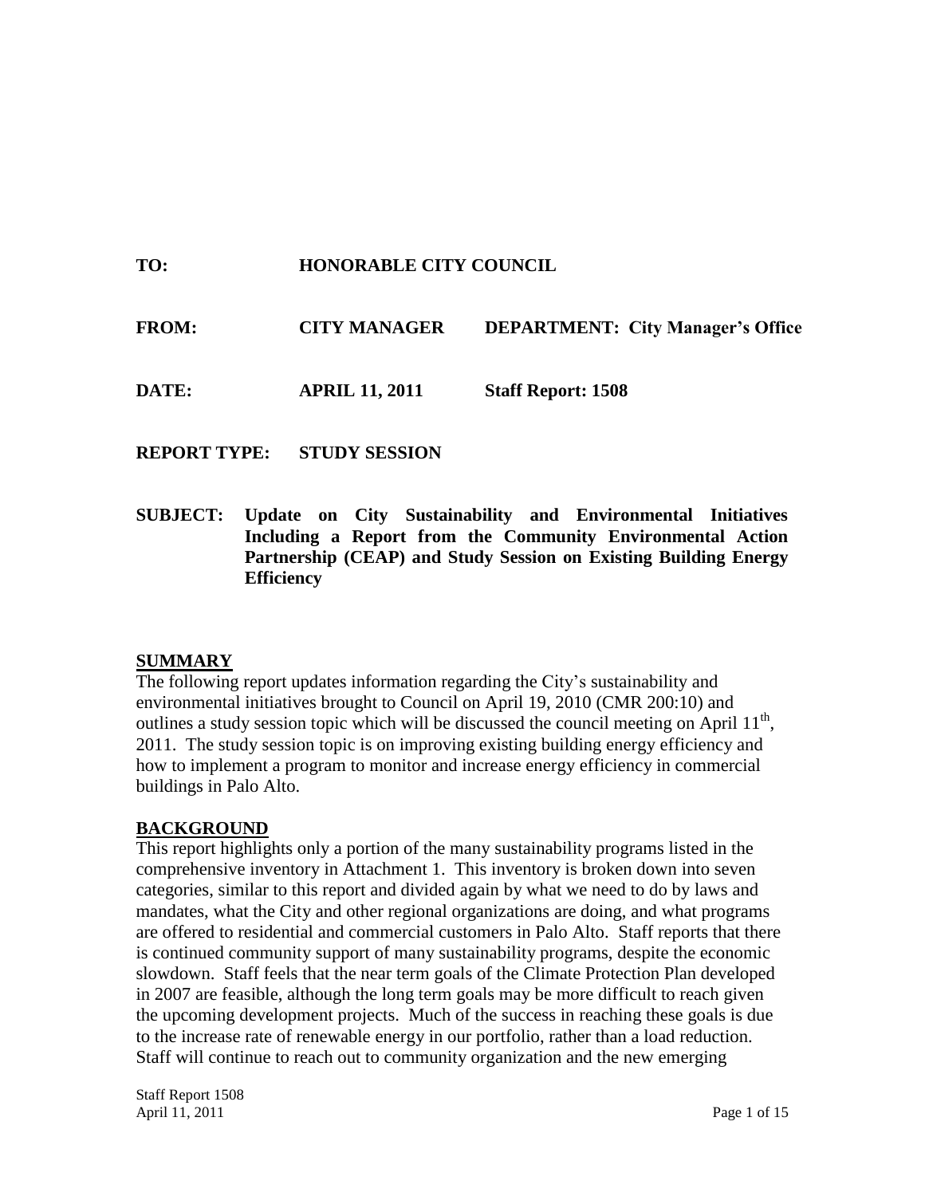**TO:** HONORABLE CITY COUNCIL

**FROM:** CITY MANAGER **DEPARTMENT: City Manager's Office**

**DATE:** APRIL 11, 2011 **Staff Report: 1508**

**REPORT TYPE:** STUDY SESSION

**SUBJECT: Update on City Sustainability and Environmental Initiatives Including a Report from the Community Environmental Action Partnership (CEAP) and Study Session on Existing Building Energy Efficiency**

## SUMMARY

The following report updates information regarding the City's sustainability and environmental initiatives brought to Council on April 19, 2010 (CMR 200:10) and outlines a study session topic which will be discussed the council meeting on April 11th, 2011. The study session topic is on improving existing building energy efficiency and how to implement a program to monitor and increase energy efficiency in commercial buildings in Palo Alto.

## BACKGROUND

This report highlights only a portion of the many sustainability programs listed in the comprehensive inventory in Attachment 1. This inventory is broken down into seven categories, similar to this report and divided again by what we need to do by laws and mandates, what the City and other regional organizations are doing, and what programs are offered to residential and commercial customers in Palo Alto. Staff reports that there is continued community support of many sustainability programs, despite the economic slowdown. Staff feels that the near term goals of the Climate Protection Plan developed in 2007 are feasible, although the long term goals may be more difficult to reach given the upcoming development projects. Much of the success in reaching these goals is due to the increase rate of renewable energy in our portfolio, rather than a load reduction. Staff will continue to reach out to community organization and the new emerging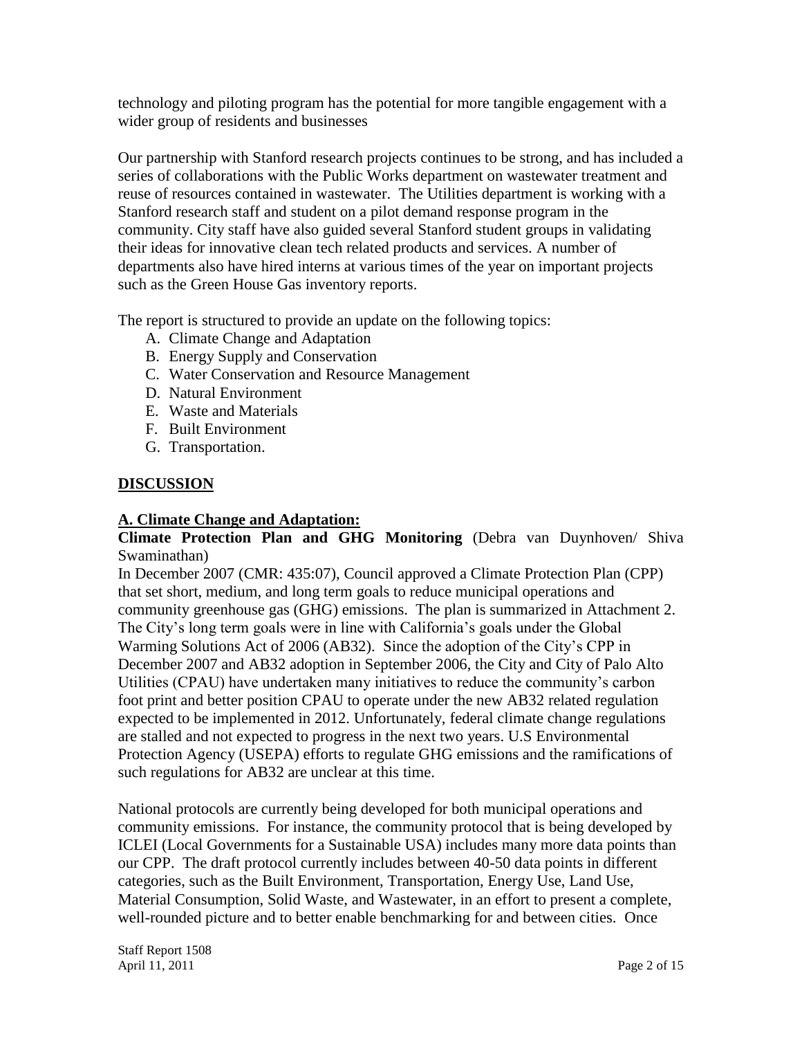technology and piloting program has the potential for more tangible engagement with a wider group of residents and businesses

Our partnership with Stanford research projects continues to be strong, and has included a series of collaborations with the Public Works department on wastewater treatment and reuse of resources contained in wastewater. The Utilities department is working with a Stanford research staff and student on a pilot demand response program in the community. City staff have also guided several Stanford student groups in validating their ideas for innovative clean tech related products and services. A number of departments also have hired interns at various times of the year on important projects such as the Green House Gas inventory reports.

The report is structured to provide an update on the following topics:

A. Climate Change and Adaptation
B. Energy Supply and Conservation
C. Water Conservation and Resource Management
D. Natural Environment
E. Waste and Materials
F. Built Environment
G. Transportation.

## DISCUSSION

### A. Climate Change and Adaptation:

**Climate Protection Plan and GHG Monitoring** (Debra van Duynhoven/ Shiva Swaminathan)

In December 2007 (CMR: 435:07), Council approved a Climate Protection Plan (CPP) that set short, medium, and long term goals to reduce municipal operations and community greenhouse gas (GHG) emissions. The plan is summarized in Attachment 2. The City's long term goals were in line with California's goals under the Global Warming Solutions Act of 2006 (AB32). Since the adoption of the City's CPP in December 2007 and AB32 adoption in September 2006, the City and City of Palo Alto Utilities (CPAU) have undertaken many initiatives to reduce the community's carbon foot print and better position CPAU to operate under the new AB32 related regulation expected to be implemented in 2012. Unfortunately, federal climate change regulations are stalled and not expected to progress in the next two years. U.S Environmental Protection Agency (USEPA) efforts to regulate GHG emissions and the ramifications of such regulations for AB32 are unclear at this time.

National protocols are currently being developed for both municipal operations and community emissions. For instance, the community protocol that is being developed by ICLEI (Local Governments for a Sustainable USA) includes many more data points than our CPP. The draft protocol currently includes between 40-50 data points in different categories, such as the Built Environment, Transportation, Energy Use, Land Use, Material Consumption, Solid Waste, and Wastewater, in an effort to present a complete, well-rounded picture and to better enable benchmarking for and between cities. Once

Staff Report 1508
April 11, 2011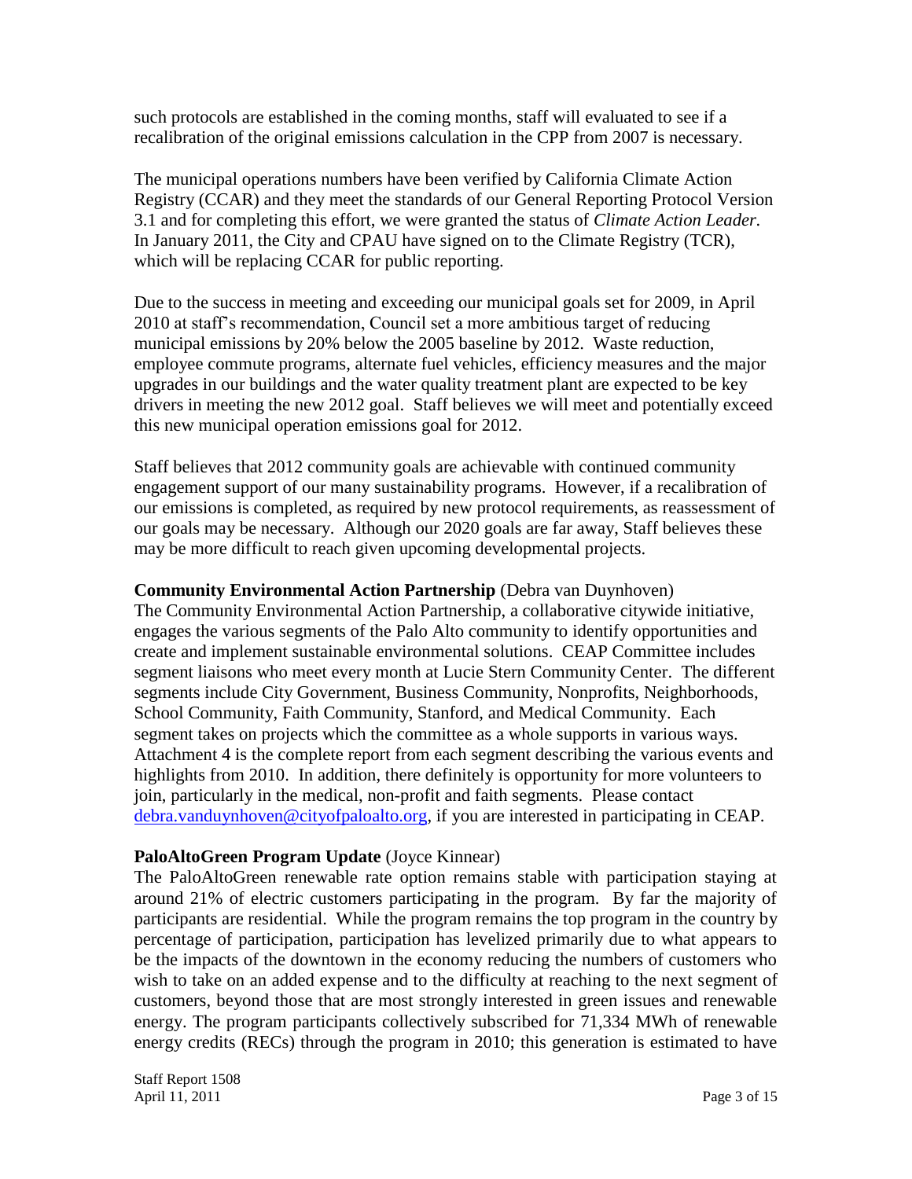such protocols are established in the coming months, staff will evaluated to see if a recalibration of the original emissions calculation in the CPP from 2007 is necessary.

The municipal operations numbers have been verified by California Climate Action Registry (CCAR) and they meet the standards of our General Reporting Protocol Version 3.1 and for completing this effort, we were granted the status of *Climate Action Leader.* In January 2011, the City and CPAU have signed on to the Climate Registry (TCR), which will be replacing CCAR for public reporting.

Due to the success in meeting and exceeding our municipal goals set for 2009, in April 2010 at staff's recommendation, Council set a more ambitious target of reducing municipal emissions by 20% below the 2005 baseline by 2012. Waste reduction, employee commute programs, alternate fuel vehicles, efficiency measures and the major upgrades in our buildings and the water quality treatment plant are expected to be key drivers in meeting the new 2012 goal. Staff believes we will meet and potentially exceed this new municipal operation emissions goal for 2012.

Staff believes that 2012 community goals are achievable with continued community engagement support of our many sustainability programs. However, if a recalibration of our emissions is completed, as required by new protocol requirements, as reassessment of our goals may be necessary. Although our 2020 goals are far away, Staff believes these may be more difficult to reach given upcoming developmental projects.

**Community Environmental Action Partnership** (Debra van Duynhoven)
The Community Environmental Action Partnership, a collaborative citywide initiative, engages the various segments of the Palo Alto community to identify opportunities and create and implement sustainable environmental solutions. CEAP Committee includes segment liaisons who meet every month at Lucie Stern Community Center. The different segments include City Government, Business Community, Nonprofits, Neighborhoods, School Community, Faith Community, Stanford, and Medical Community. Each segment takes on projects which the committee as a whole supports in various ways. Attachment 4 is the complete report from each segment describing the various events and highlights from 2010. In addition, there definitely is opportunity for more volunteers to join, particularly in the medical, non-profit and faith segments. Please contact debra.vanduynhoven@cityofpaloalto.org, if you are interested in participating in CEAP.

**PaloAltoGreen Program Update** (Joyce Kinnear)
The PaloAltoGreen renewable rate option remains stable with participation staying at around 21% of electric customers participating in the program. By far the majority of participants are residential. While the program remains the top program in the country by percentage of participation, participation has levelized primarily due to what appears to be the impacts of the downtown in the economy reducing the numbers of customers who wish to take on an added expense and to the difficulty at reaching to the next segment of customers, beyond those that are most strongly interested in green issues and renewable energy. The program participants collectively subscribed for 71,334 MWh of renewable energy credits (RECs) through the program in 2010; this generation is estimated to have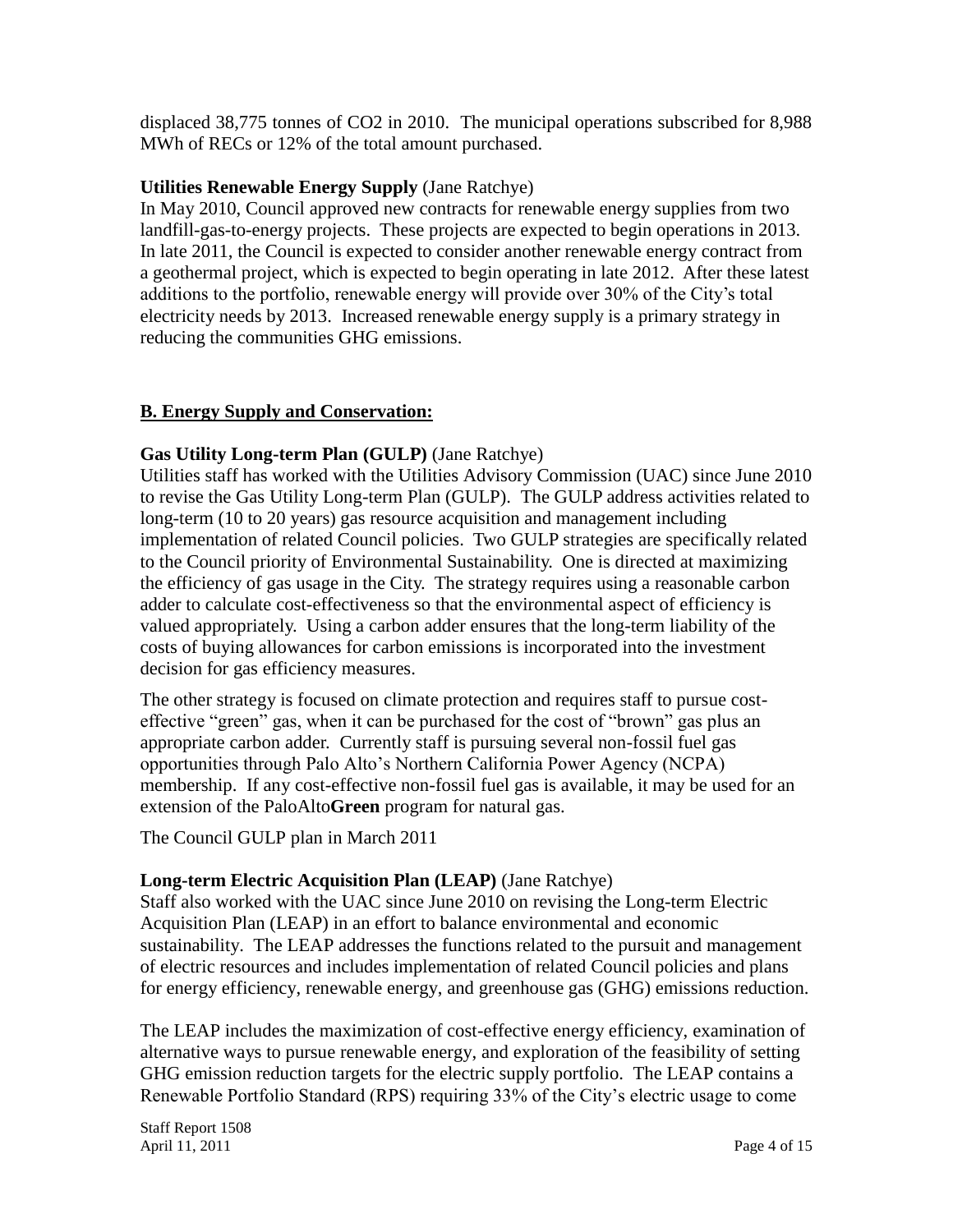displaced 38,775 tonnes of $CO_2$ in 2010. The municipal operations subscribed for 8,988 MWh of RECs or 12% of the total amount purchased.

**Utilities Renewable Energy Supply** (Jane Ratchye)
In May 2010, Council approved new contracts for renewable energy supplies from two landfill-gas-to-energy projects. These projects are expected to begin operations in 2013. In late 2011, the Council is expected to consider another renewable energy contract from a geothermal project, which is expected to begin operating in late 2012. After these latest additions to the portfolio, renewable energy will provide over 30% of the City's total electricity needs by 2013. Increased renewable energy supply is a primary strategy in reducing the communities GHG emissions.

## B. Energy Supply and Conservation:

**Gas Utility Long-term Plan (GULP)** (Jane Ratchye)
Utilities staff has worked with the Utilities Advisory Commission (UAC) since June 2010 to revise the Gas Utility Long-term Plan (GULP). The GULP address activities related to long-term (10 to 20 years) gas resource acquisition and management including implementation of related Council policies. Two GULP strategies are specifically related to the Council priority of Environmental Sustainability. One is directed at maximizing the efficiency of gas usage in the City. The strategy requires using a reasonable carbon adder to calculate cost-effectiveness so that the environmental aspect of efficiency is valued appropriately. Using a carbon adder ensures that the long-term liability of the costs of buying allowances for carbon emissions is incorporated into the investment decision for gas efficiency measures.

The other strategy is focused on climate protection and requires staff to pursue cost-effective "green" gas, when it can be purchased for the cost of "brown" gas plus an appropriate carbon adder. Currently staff is pursuing several non-fossil fuel gas opportunities through Palo Alto's Northern California Power Agency (NCPA) membership. If any cost-effective non-fossil fuel gas is available, it may be used for an extension of the PaloAlto**Green** program for natural gas.

The Council GULP plan in March 2011

**Long-term Electric Acquisition Plan (LEAP)** (Jane Ratchye)
Staff also worked with the UAC since June 2010 on revising the Long-term Electric Acquisition Plan (LEAP) in an effort to balance environmental and economic sustainability. The LEAP addresses the functions related to the pursuit and management of electric resources and includes implementation of related Council policies and plans for energy efficiency, renewable energy, and greenhouse gas (GHG) emissions reduction.

The LEAP includes the maximization of cost-effective energy efficiency, examination of alternative ways to pursue renewable energy, and exploration of the feasibility of setting GHG emission reduction targets for the electric supply portfolio. The LEAP contains a Renewable Portfolio Standard (RPS) requiring 33% of the City's electric usage to come

Staff Report 1508
April 11, 2011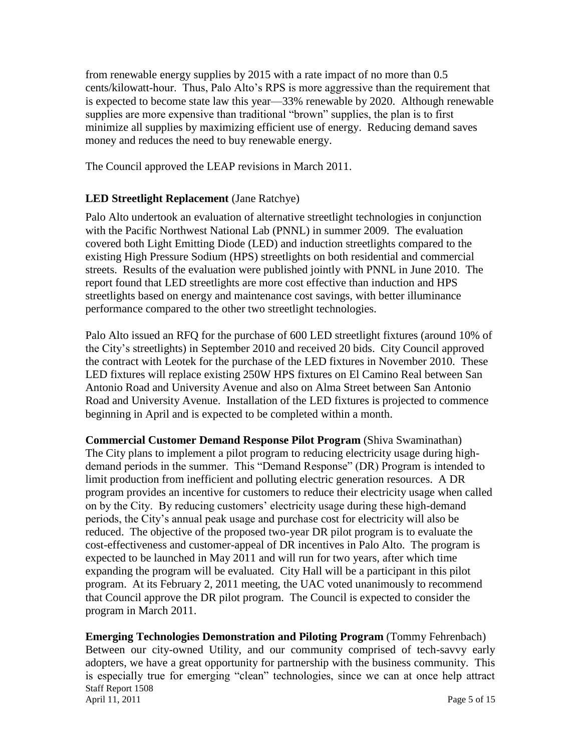from renewable energy supplies by 2015 with a rate impact of no more than 0.5 cents/kilowatt-hour. Thus, Palo Alto's RPS is more aggressive than the requirement that is expected to become state law this year—33% renewable by 2020. Although renewable supplies are more expensive than traditional "brown" supplies, the plan is to first minimize all supplies by maximizing efficient use of energy. Reducing demand saves money and reduces the need to buy renewable energy.

The Council approved the LEAP revisions in March 2011.

**LED Streetlight Replacement** (Jane Ratchye)

Palo Alto undertook an evaluation of alternative streetlight technologies in conjunction with the Pacific Northwest National Lab (PNNL) in summer 2009. The evaluation covered both Light Emitting Diode (LED) and induction streetlights compared to the existing High Pressure Sodium (HPS) streetlights on both residential and commercial streets. Results of the evaluation were published jointly with PNNL in June 2010. The report found that LED streetlights are more cost effective than induction and HPS streetlights based on energy and maintenance cost savings, with better illuminance performance compared to the other two streetlight technologies.

Palo Alto issued an RFQ for the purchase of 600 LED streetlight fixtures (around 10% of the City's streetlights) in September 2010 and received 20 bids. City Council approved the contract with Leotek for the purchase of the LED fixtures in November 2010. These LED fixtures will replace existing 250W HPS fixtures on El Camino Real between San Antonio Road and University Avenue and also on Alma Street between San Antonio Road and University Avenue. Installation of the LED fixtures is projected to commence beginning in April and is expected to be completed within a month.

**Commercial Customer Demand Response Pilot Program** (Shiva Swaminathan)
The City plans to implement a pilot program to reducing electricity usage during high-demand periods in the summer. This "Demand Response" (DR) Program is intended to limit production from inefficient and polluting electric generation resources. A DR program provides an incentive for customers to reduce their electricity usage when called on by the City. By reducing customers' electricity usage during these high-demand periods, the City's annual peak usage and purchase cost for electricity will also be reduced. The objective of the proposed two-year DR pilot program is to evaluate the cost-effectiveness and customer-appeal of DR incentives in Palo Alto. The program is expected to be launched in May 2011 and will run for two years, after which time expanding the program will be evaluated. City Hall will be a participant in this pilot program. At its February 2, 2011 meeting, the UAC voted unanimously to recommend that Council approve the DR pilot program. The Council is expected to consider the program in March 2011.

**Emerging Technologies Demonstration and Piloting Program** (Tommy Fehrenbach)
Between our city-owned Utility, and our community comprised of tech-savvy early adopters, we have a great opportunity for partnership with the business community. This is especially true for emerging "clean" technologies, since we can at once help attract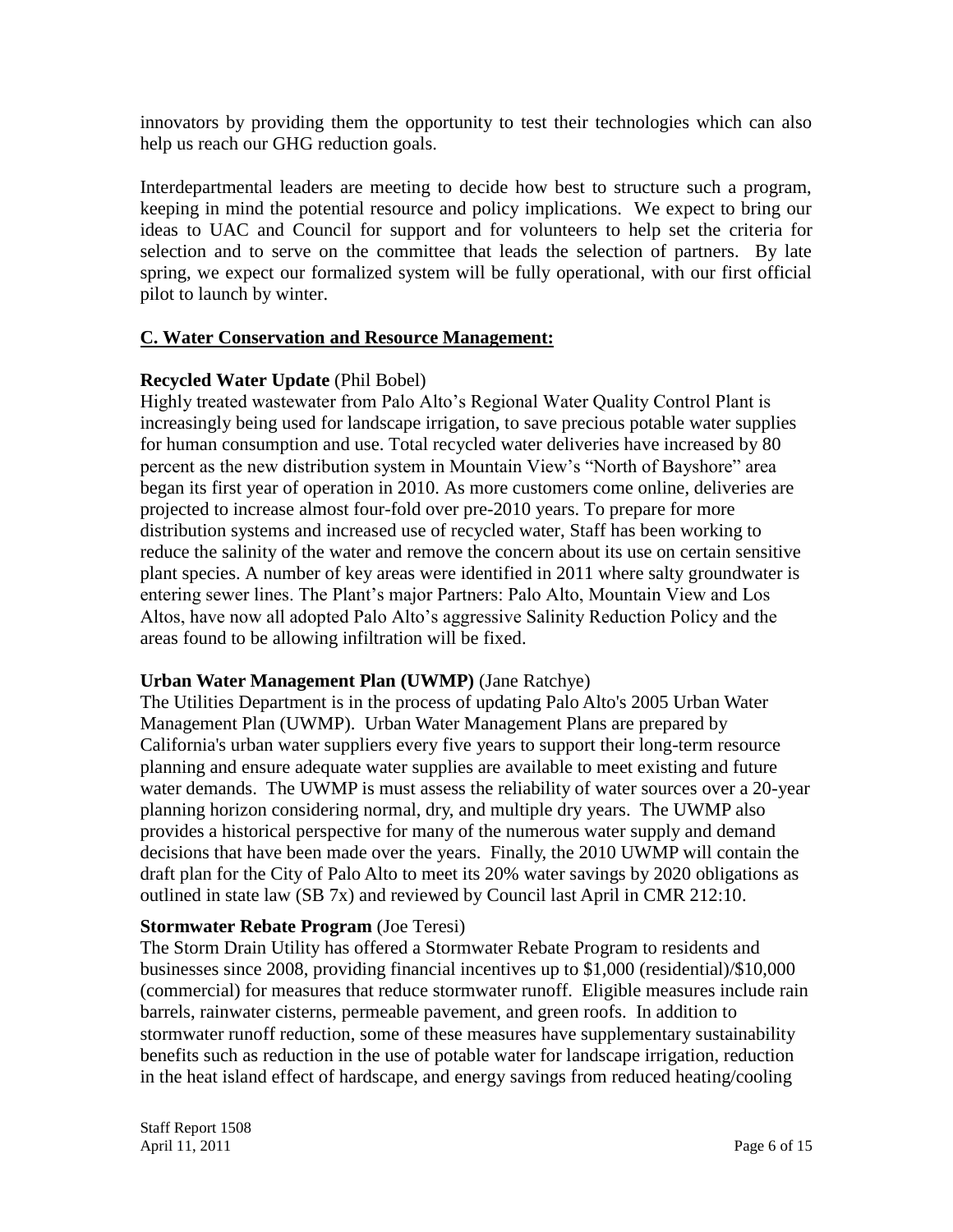innovators by providing them the opportunity to test their technologies which can also help us reach our GHG reduction goals.

Interdepartmental leaders are meeting to decide how best to structure such a program, keeping in mind the potential resource and policy implications. We expect to bring our ideas to UAC and Council for support and for volunteers to help set the criteria for selection and to serve on the committee that leads the selection of partners. By late spring, we expect our formalized system will be fully operational, with our first official pilot to launch by winter.

## C. Water Conservation and Resource Management:

**Recycled Water Update** (Phil Bobel)
Highly treated wastewater from Palo Alto's Regional Water Quality Control Plant is increasingly being used for landscape irrigation, to save precious potable water supplies for human consumption and use. Total recycled water deliveries have increased by 80 percent as the new distribution system in Mountain View's "North of Bayshore" area began its first year of operation in 2010. As more customers come online, deliveries are projected to increase almost four-fold over pre-2010 years. To prepare for more distribution systems and increased use of recycled water, Staff has been working to reduce the salinity of the water and remove the concern about its use on certain sensitive plant species. A number of key areas were identified in 2011 where salty groundwater is entering sewer lines. The Plant's major Partners: Palo Alto, Mountain View and Los Altos, have now all adopted Palo Alto's aggressive Salinity Reduction Policy and the areas found to be allowing infiltration will be fixed.

**Urban Water Management Plan (UWMP)** (Jane Ratchye)
The Utilities Department is in the process of updating Palo Alto's 2005 Urban Water Management Plan (UWMP). Urban Water Management Plans are prepared by California's urban water suppliers every five years to support their long-term resource planning and ensure adequate water supplies are available to meet existing and future water demands. The UWMP is must assess the reliability of water sources over a 20-year planning horizon considering normal, dry, and multiple dry years. The UWMP also provides a historical perspective for many of the numerous water supply and demand decisions that have been made over the years. Finally, the 2010 UWMP will contain the draft plan for the City of Palo Alto to meet its 20% water savings by 2020 obligations as outlined in state law (SB 7x) and reviewed by Council last April in CMR 212:10.

**Stormwater Rebate Program** (Joe Teresi)
The Storm Drain Utility has offered a Stormwater Rebate Program to residents and businesses since 2008, providing financial incentives up to $1,000 (residential)/$10,000 (commercial) for measures that reduce stormwater runoff. Eligible measures include rain barrels, rainwater cisterns, permeable pavement, and green roofs. In addition to stormwater runoff reduction, some of these measures have supplementary sustainability benefits such as reduction in the use of potable water for landscape irrigation, reduction in the heat island effect of hardscape, and energy savings from reduced heating/cooling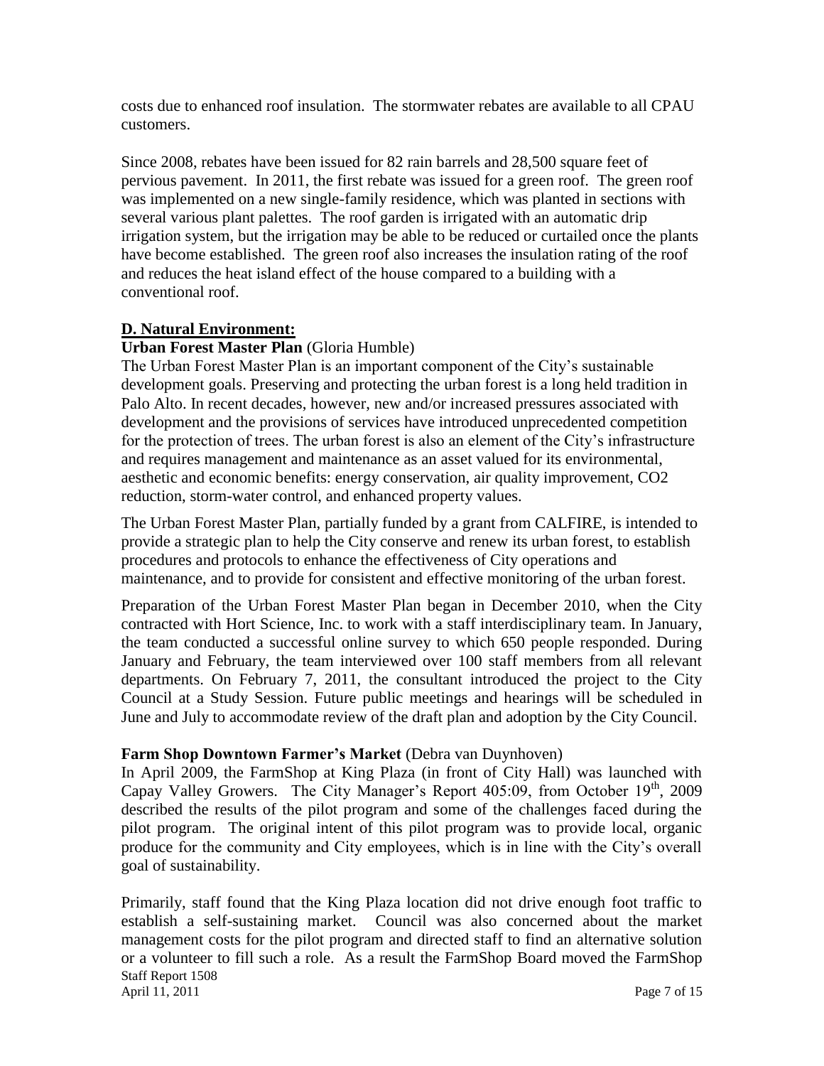costs due to enhanced roof insulation. The stormwater rebates are available to all CPAU customers.

Since 2008, rebates have been issued for 82 rain barrels and 28,500 square feet of pervious pavement. In 2011, the first rebate was issued for a green roof. The green roof was implemented on a new single-family residence, which was planted in sections with several various plant palettes. The roof garden is irrigated with an automatic drip irrigation system, but the irrigation may be able to be reduced or curtailed once the plants have become established. The green roof also increases the insulation rating of the roof and reduces the heat island effect of the house compared to a building with a conventional roof.

## D. Natural Environment:

**Urban Forest Master Plan** (Gloria Humble)

The Urban Forest Master Plan is an important component of the City's sustainable development goals. Preserving and protecting the urban forest is a long held tradition in Palo Alto. In recent decades, however, new and/or increased pressures associated with development and the provisions of services have introduced unprecedented competition for the protection of trees. The urban forest is also an element of the City's infrastructure and requires management and maintenance as an asset valued for its environmental, aesthetic and economic benefits: energy conservation, air quality improvement, $CO_2$ reduction, storm-water control, and enhanced property values.

The Urban Forest Master Plan, partially funded by a grant from CALFIRE, is intended to provide a strategic plan to help the City conserve and renew its urban forest, to establish procedures and protocols to enhance the effectiveness of City operations and maintenance, and to provide for consistent and effective monitoring of the urban forest.

Preparation of the Urban Forest Master Plan began in December 2010, when the City contracted with Hort Science, Inc. to work with a staff interdisciplinary team. In January, the team conducted a successful online survey to which 650 people responded. During January and February, the team interviewed over 100 staff members from all relevant departments. On February 7, 2011, the consultant introduced the project to the City Council at a Study Session. Future public meetings and hearings will be scheduled in June and July to accommodate review of the draft plan and adoption by the City Council.

**Farm Shop Downtown Farmer's Market** (Debra van Duynhoven)

In April 2009, the FarmShop at King Plaza (in front of City Hall) was launched with Capay Valley Growers. The City Manager's Report 405:09, from October 19th, 2009 described the results of the pilot program and some of the challenges faced during the pilot program. The original intent of this pilot program was to provide local, organic produce for the community and City employees, which is in line with the City's overall goal of sustainability.

Primarily, staff found that the King Plaza location did not drive enough foot traffic to establish a self-sustaining market. Council was also concerned about the market management costs for the pilot program and directed staff to find an alternative solution or a volunteer to fill such a role. As a result the FarmShop Board moved the FarmShop

Staff Report 1508
April 11, 2011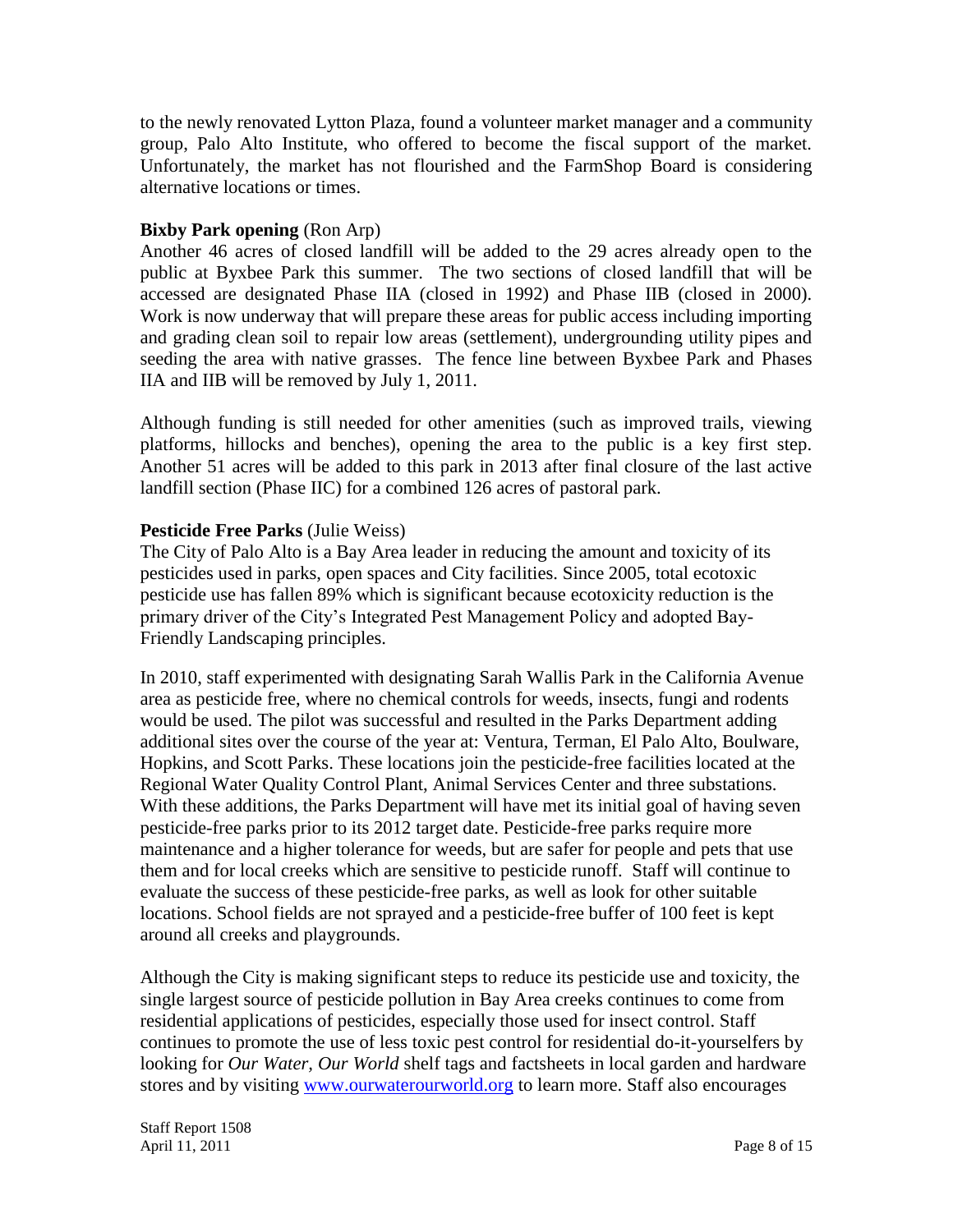to the newly renovated Lytton Plaza, found a volunteer market manager and a community group, Palo Alto Institute, who offered to become the fiscal support of the market. Unfortunately, the market has not flourished and the FarmShop Board is considering alternative locations or times.

**Bixby Park opening** (Ron Arp)
Another 46 acres of closed landfill will be added to the 29 acres already open to the public at Byxbee Park this summer. The two sections of closed landfill that will be accessed are designated Phase IIA (closed in 1992) and Phase IIB (closed in 2000). Work is now underway that will prepare these areas for public access including importing and grading clean soil to repair low areas (settlement), undergrounding utility pipes and seeding the area with native grasses. The fence line between Byxbee Park and Phases IIA and IIB will be removed by July 1, 2011.

Although funding is still needed for other amenities (such as improved trails, viewing platforms, hillocks and benches), opening the area to the public is a key first step. Another 51 acres will be added to this park in 2013 after final closure of the last active landfill section (Phase IIC) for a combined 126 acres of pastoral park.

**Pesticide Free Parks** (Julie Weiss)
The City of Palo Alto is a Bay Area leader in reducing the amount and toxicity of its pesticides used in parks, open spaces and City facilities. Since 2005, total ecotoxic pesticide use has fallen 89% which is significant because ecotoxicity reduction is the primary driver of the City's Integrated Pest Management Policy and adopted Bay-Friendly Landscaping principles.

In 2010, staff experimented with designating Sarah Wallis Park in the California Avenue area as pesticide free, where no chemical controls for weeds, insects, fungi and rodents would be used. The pilot was successful and resulted in the Parks Department adding additional sites over the course of the year at: Ventura, Terman, El Palo Alto, Boulware, Hopkins, and Scott Parks. These locations join the pesticide-free facilities located at the Regional Water Quality Control Plant, Animal Services Center and three substations. With these additions, the Parks Department will have met its initial goal of having seven pesticide-free parks prior to its 2012 target date. Pesticide-free parks require more maintenance and a higher tolerance for weeds, but are safer for people and pets that use them and for local creeks which are sensitive to pesticide runoff. Staff will continue to evaluate the success of these pesticide-free parks, as well as look for other suitable locations. School fields are not sprayed and a pesticide-free buffer of 100 feet is kept around all creeks and playgrounds.

Although the City is making significant steps to reduce its pesticide use and toxicity, the single largest source of pesticide pollution in Bay Area creeks continues to come from residential applications of pesticides, especially those used for insect control. Staff continues to promote the use of less toxic pest control for residential do-it-yourselfers by looking for *Our Water, Our World* shelf tags and factsheets in local garden and hardware stores and by visiting www.ourwaterourworld.org to learn more. Staff also encourages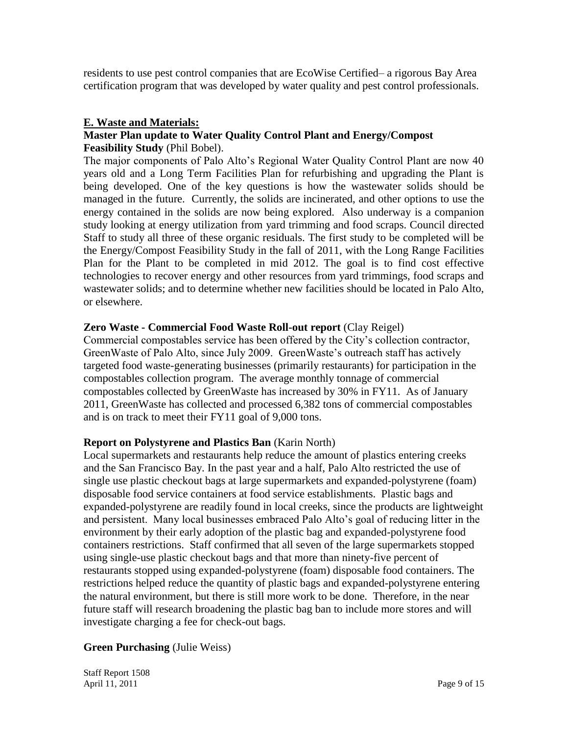residents to use pest control companies that are EcoWise Certified– a rigorous Bay Area certification program that was developed by water quality and pest control professionals.

## E. Waste and Materials:

**Master Plan update to Water Quality Control Plant and Energy/Compost Feasibility Study** (Phil Bobel).

The major components of Palo Alto's Regional Water Quality Control Plant are now 40 years old and a Long Term Facilities Plan for refurbishing and upgrading the Plant is being developed. One of the key questions is how the wastewater solids should be managed in the future. Currently, the solids are incinerated, and other options to use the energy contained in the solids are now being explored. Also underway is a companion study looking at energy utilization from yard trimming and food scraps. Council directed Staff to study all three of these organic residuals. The first study to be completed will be the Energy/Compost Feasibility Study in the fall of 2011, with the Long Range Facilities Plan for the Plant to be completed in mid 2012. The goal is to find cost effective technologies to recover energy and other resources from yard trimmings, food scraps and wastewater solids; and to determine whether new facilities should be located in Palo Alto, or elsewhere.

**Zero Waste - Commercial Food Waste Roll-out report** (Clay Reigel)

Commercial compostables service has been offered by the City's collection contractor, GreenWaste of Palo Alto, since July 2009. GreenWaste's outreach staff has actively targeted food waste-generating businesses (primarily restaurants) for participation in the compostables collection program. The average monthly tonnage of commercial compostables collected by GreenWaste has increased by 30% in FY11. As of January 2011, GreenWaste has collected and processed 6,382 tons of commercial compostables and is on track to meet their FY11 goal of 9,000 tons.

**Report on Polystyrene and Plastics Ban** (Karin North)

Local supermarkets and restaurants help reduce the amount of plastics entering creeks and the San Francisco Bay. In the past year and a half, Palo Alto restricted the use of single use plastic checkout bags at large supermarkets and expanded-polystyrene (foam) disposable food service containers at food service establishments. Plastic bags and expanded-polystyrene are readily found in local creeks, since the products are lightweight and persistent. Many local businesses embraced Palo Alto's goal of reducing litter in the environment by their early adoption of the plastic bag and expanded-polystyrene food containers restrictions. Staff confirmed that all seven of the large supermarkets stopped using single-use plastic checkout bags and that more than ninety-five percent of restaurants stopped using expanded-polystyrene (foam) disposable food containers. The restrictions helped reduce the quantity of plastic bags and expanded-polystyrene entering the natural environment, but there is still more work to be done. Therefore, in the near future staff will research broadening the plastic bag ban to include more stores and will investigate charging a fee for check-out bags.

**Green Purchasing** (Julie Weiss)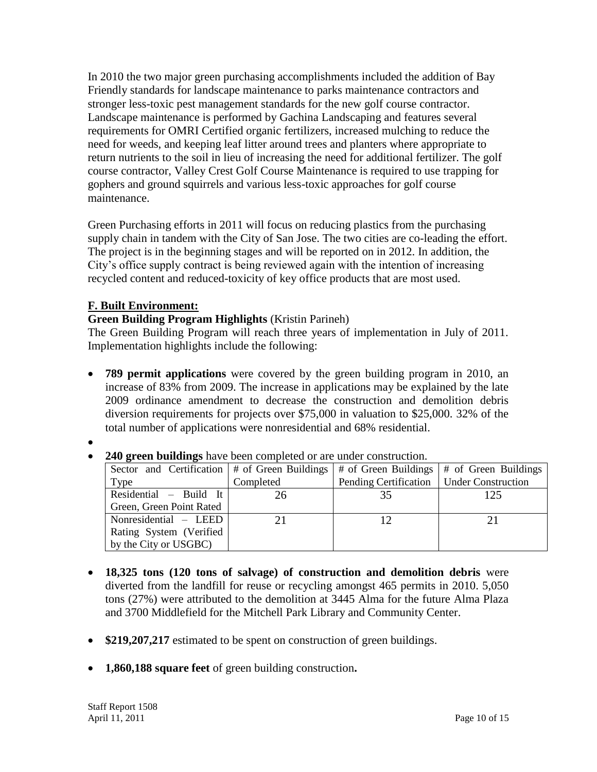In 2010 the two major green purchasing accomplishments included the addition of Bay Friendly standards for landscape maintenance to parks maintenance contractors and stronger less-toxic pest management standards for the new golf course contractor. Landscape maintenance is performed by Gachina Landscaping and features several requirements for OMRI Certified organic fertilizers, increased mulching to reduce the need for weeds, and keeping leaf litter around trees and planters where appropriate to return nutrients to the soil in lieu of increasing the need for additional fertilizer. The golf course contractor, Valley Crest Golf Course Maintenance is required to use trapping for gophers and ground squirrels and various less-toxic approaches for golf course maintenance.

Green Purchasing efforts in 2011 will focus on reducing plastics from the purchasing supply chain in tandem with the City of San Jose. The two cities are co-leading the effort. The project is in the beginning stages and will be reported on in 2012. In addition, the City's office supply contract is being reviewed again with the intention of increasing recycled content and reduced-toxicity of key office products that are most used.

## F. Built Environment:

**Green Building Program Highlights** (Kristin Parineh)

The Green Building Program will reach three years of implementation in July of 2011. Implementation highlights include the following:

- **789 permit applications** were covered by the green building program in 2010, an increase of 83% from 2009. The increase in applications may be explained by the late 2009 ordinance amendment to decrease the construction and demolition debris diversion requirements for projects over $75,000 in valuation to $25,000. 32% of the total number of applications were nonresidential and 68% residential.
- 
- **240 green buildings** have been completed or are under construction.

| Sector and Certification Type | # of Green Buildings Completed | # of Green Buildings Pending Certification | # of Green Buildings Under Construction |
|---|---|---|---|
| Residential – Build It Green, Green Point Rated | 26 | 35 | 125 |
| Nonresidential – LEED Rating System (Verified by the City or USGBC) | 21 | 12 | 21 |

- **18,325 tons (120 tons of salvage) of construction and demolition debris** were diverted from the landfill for reuse or recycling amongst 465 permits in 2010. 5,050 tons (27%) were attributed to the demolition at 3445 Alma for the future Alma Plaza and 3700 Middlefield for the Mitchell Park Library and Community Center.

- **$219,207,217** estimated to be spent on construction of green buildings.

- **1,860,188 square feet** of green building construction**.**

Staff Report 1508
April 11, 2011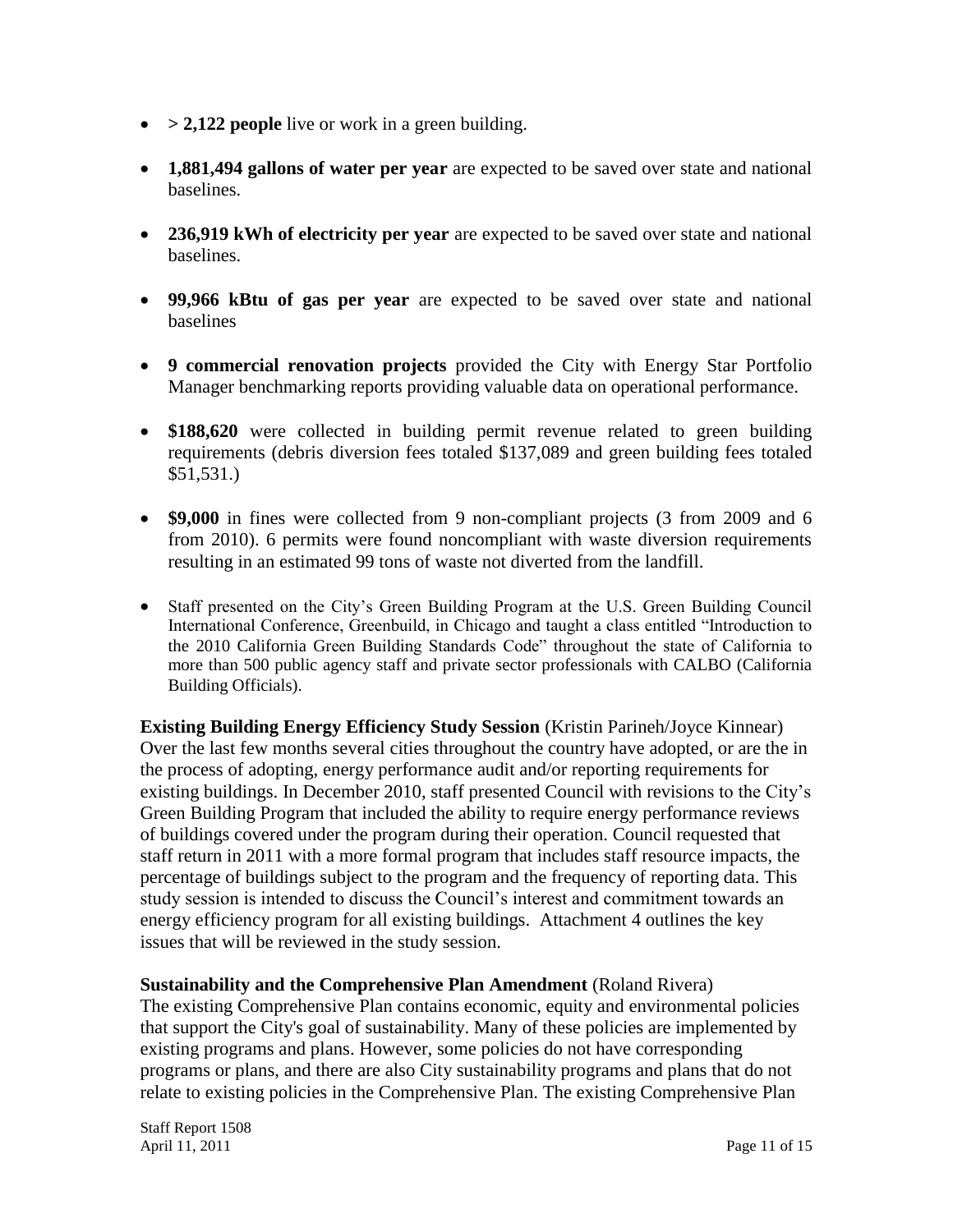- **> 2,122 people** live or work in a green building.
- **1,881,494 gallons of water per year** are expected to be saved over state and national baselines.
- **236,919 kWh of electricity per year** are expected to be saved over state and national baselines.
- **99,966 kBtu of gas per year** are expected to be saved over state and national baselines
- **9 commercial renovation projects** provided the City with Energy Star Portfolio Manager benchmarking reports providing valuable data on operational performance.
- **$188,620** were collected in building permit revenue related to green building requirements (debris diversion fees totaled $137,089 and green building fees totaled $51,531.)
- **$9,000** in fines were collected from 9 non-compliant projects (3 from 2009 and 6 from 2010). 6 permits were found noncompliant with waste diversion requirements resulting in an estimated 99 tons of waste not diverted from the landfill.
- Staff presented on the City's Green Building Program at the U.S. Green Building Council International Conference, Greenbuild, in Chicago and taught a class entitled "Introduction to the 2010 California Green Building Standards Code" throughout the state of California to more than 500 public agency staff and private sector professionals with CALBO (California Building Officials).

**Existing Building Energy Efficiency Study Session** (Kristin Parineh/Joyce Kinnear)
Over the last few months several cities throughout the country have adopted, or are the in the process of adopting, energy performance audit and/or reporting requirements for existing buildings. In December 2010, staff presented Council with revisions to the City's Green Building Program that included the ability to require energy performance reviews of buildings covered under the program during their operation. Council requested that staff return in 2011 with a more formal program that includes staff resource impacts, the percentage of buildings subject to the program and the frequency of reporting data. This study session is intended to discuss the Council's interest and commitment towards an energy efficiency program for all existing buildings. Attachment 4 outlines the key issues that will be reviewed in the study session.

**Sustainability and the Comprehensive Plan Amendment** (Roland Rivera)
The existing Comprehensive Plan contains economic, equity and environmental policies that support the City's goal of sustainability. Many of these policies are implemented by existing programs and plans. However, some policies do not have corresponding programs or plans, and there are also City sustainability programs and plans that do not relate to existing policies in the Comprehensive Plan. The existing Comprehensive Plan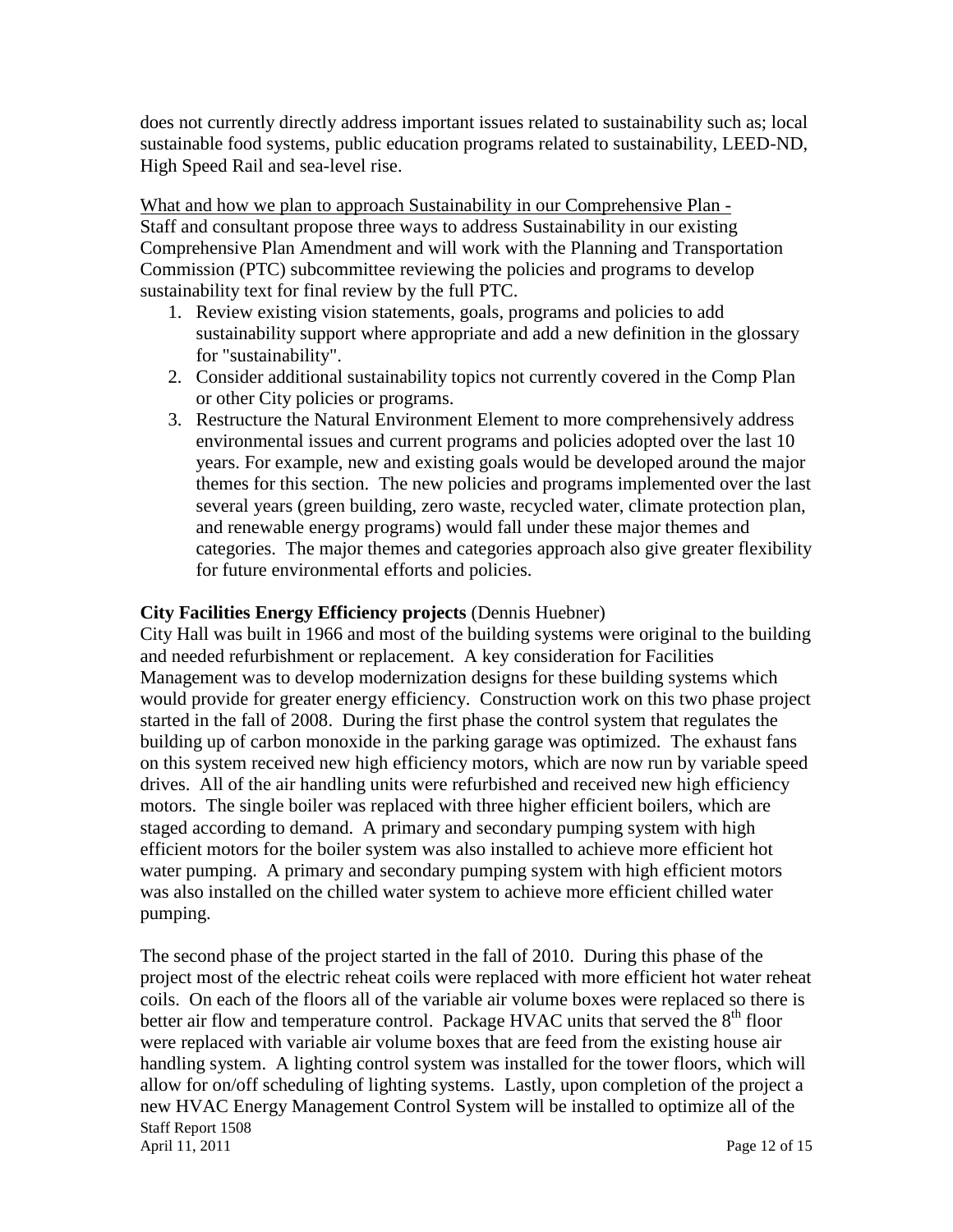does not currently directly address important issues related to sustainability such as; local sustainable food systems, public education programs related to sustainability, LEED-ND, High Speed Rail and sea-level rise.

What and how we plan to approach Sustainability in our Comprehensive Plan -
Staff and consultant propose three ways to address Sustainability in our existing Comprehensive Plan Amendment and will work with the Planning and Transportation Commission (PTC) subcommittee reviewing the policies and programs to develop sustainability text for final review by the full PTC.

1. Review existing vision statements, goals, programs and policies to add sustainability support where appropriate and add a new definition in the glossary for "sustainability".
2. Consider additional sustainability topics not currently covered in the Comp Plan or other City policies or programs.
3. Restructure the Natural Environment Element to more comprehensively address environmental issues and current programs and policies adopted over the last 10 years. For example, new and existing goals would be developed around the major themes for this section. The new policies and programs implemented over the last several years (green building, zero waste, recycled water, climate protection plan, and renewable energy programs) would fall under these major themes and categories. The major themes and categories approach also give greater flexibility for future environmental efforts and policies.

**City Facilities Energy Efficiency projects** (Dennis Huebner)
City Hall was built in 1966 and most of the building systems were original to the building and needed refurbishment or replacement. A key consideration for Facilities Management was to develop modernization designs for these building systems which would provide for greater energy efficiency. Construction work on this two phase project started in the fall of 2008. During the first phase the control system that regulates the building up of carbon monoxide in the parking garage was optimized. The exhaust fans on this system received new high efficiency motors, which are now run by variable speed drives. All of the air handling units were refurbished and received new high efficiency motors. The single boiler was replaced with three higher efficient boilers, which are staged according to demand. A primary and secondary pumping system with high efficient motors for the boiler system was also installed to achieve more efficient hot water pumping. A primary and secondary pumping system with high efficient motors was also installed on the chilled water system to achieve more efficient chilled water pumping.

The second phase of the project started in the fall of 2010. During this phase of the project most of the electric reheat coils were replaced with more efficient hot water reheat coils. On each of the floors all of the variable air volume boxes were replaced so there is better air flow and temperature control. Package HVAC units that served the 8th floor were replaced with variable air volume boxes that are feed from the existing house air handling system. A lighting control system was installed for the tower floors, which will allow for on/off scheduling of lighting systems. Lastly, upon completion of the project a new HVAC Energy Management Control System will be installed to optimize all of the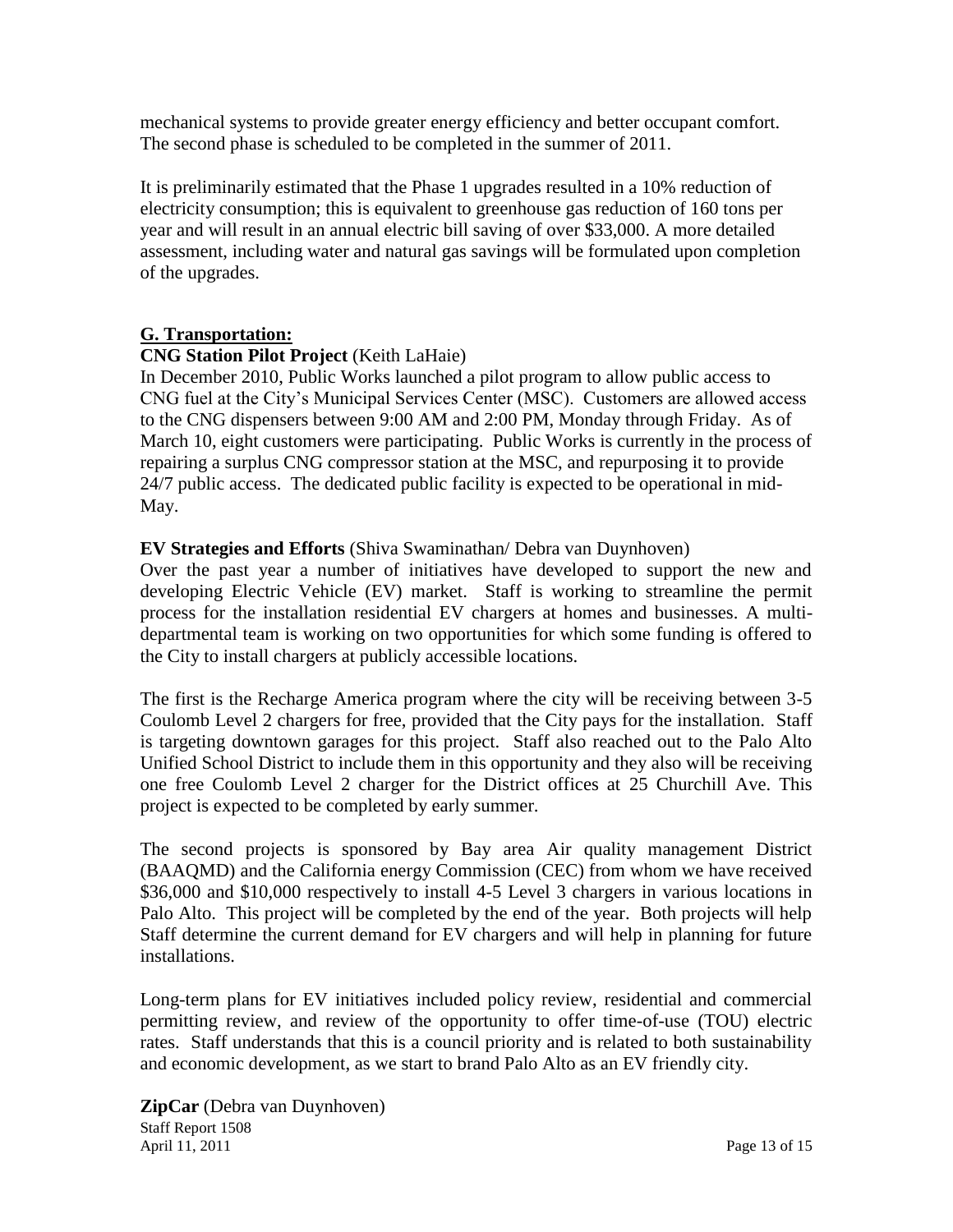mechanical systems to provide greater energy efficiency and better occupant comfort. The second phase is scheduled to be completed in the summer of 2011.

It is preliminarily estimated that the Phase 1 upgrades resulted in a 10% reduction of electricity consumption; this is equivalent to greenhouse gas reduction of 160 tons per year and will result in an annual electric bill saving of over $33,000. A more detailed assessment, including water and natural gas savings will be formulated upon completion of the upgrades.

## G. Transportation:

**CNG Station Pilot Project** (Keith LaHaie)
In December 2010, Public Works launched a pilot program to allow public access to CNG fuel at the City's Municipal Services Center (MSC). Customers are allowed access to the CNG dispensers between 9:00 AM and 2:00 PM, Monday through Friday. As of March 10, eight customers were participating. Public Works is currently in the process of repairing a surplus CNG compressor station at the MSC, and repurposing it to provide 24/7 public access. The dedicated public facility is expected to be operational in mid-May.

**EV Strategies and Efforts** (Shiva Swaminathan/ Debra van Duynhoven)
Over the past year a number of initiatives have developed to support the new and developing Electric Vehicle (EV) market. Staff is working to streamline the permit process for the installation residential EV chargers at homes and businesses. A multi-departmental team is working on two opportunities for which some funding is offered to the City to install chargers at publicly accessible locations.

The first is the Recharge America program where the city will be receiving between 3-5 Coulomb Level 2 chargers for free, provided that the City pays for the installation. Staff is targeting downtown garages for this project. Staff also reached out to the Palo Alto Unified School District to include them in this opportunity and they also will be receiving one free Coulomb Level 2 charger for the District offices at 25 Churchill Ave. This project is expected to be completed by early summer.

The second projects is sponsored by Bay area Air quality management District (BAAQMD) and the California energy Commission (CEC) from whom we have received $36,000 and $10,000 respectively to install 4-5 Level 3 chargers in various locations in Palo Alto. This project will be completed by the end of the year. Both projects will help Staff determine the current demand for EV chargers and will help in planning for future installations.

Long-term plans for EV initiatives included policy review, residential and commercial permitting review, and review of the opportunity to offer time-of-use (TOU) electric rates. Staff understands that this is a council priority and is related to both sustainability and economic development, as we start to brand Palo Alto as an EV friendly city.

**ZipCar** (Debra van Duynhoven)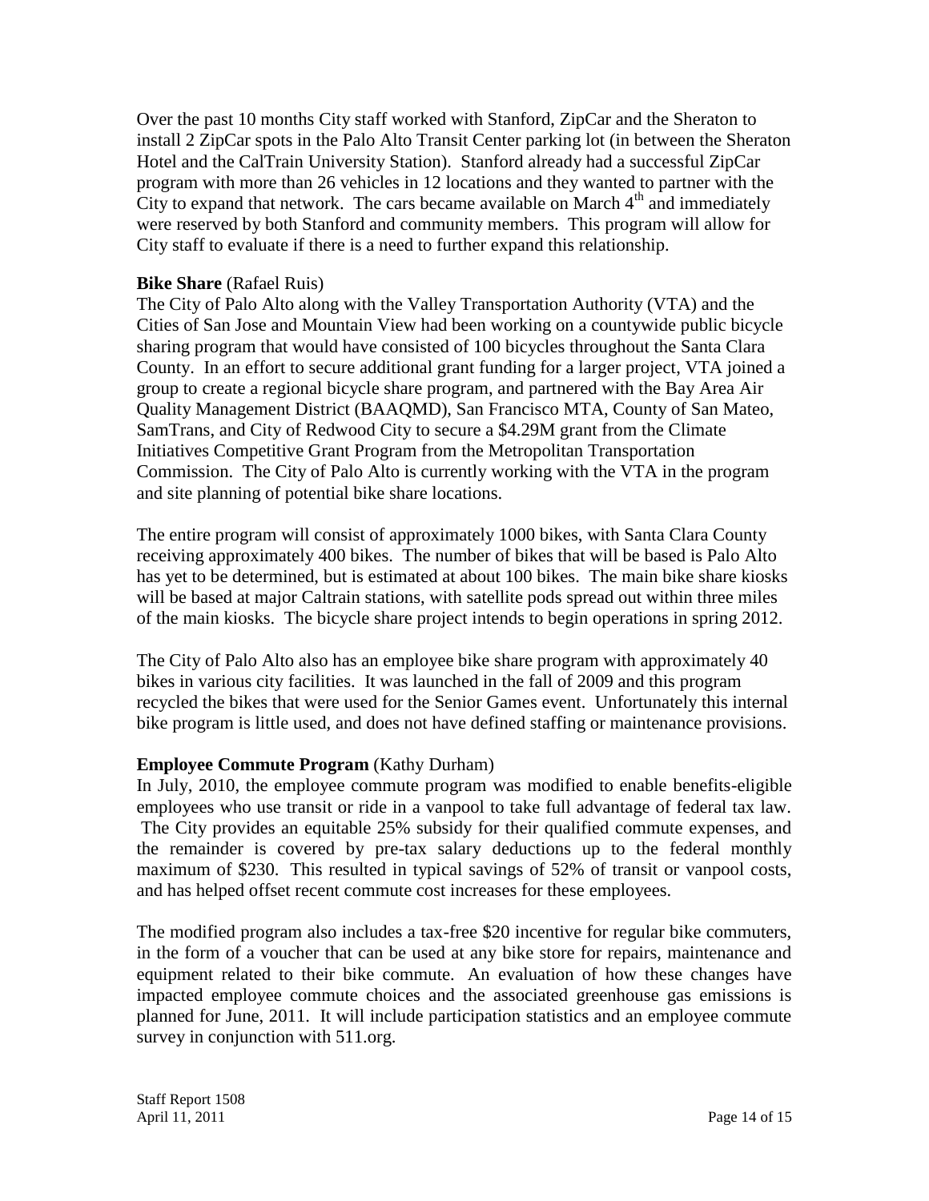Over the past 10 months City staff worked with Stanford, ZipCar and the Sheraton to install 2 ZipCar spots in the Palo Alto Transit Center parking lot (in between the Sheraton Hotel and the CalTrain University Station). Stanford already had a successful ZipCar program with more than 26 vehicles in 12 locations and they wanted to partner with the City to expand that network. The cars became available on March 4th and immediately were reserved by both Stanford and community members. This program will allow for City staff to evaluate if there is a need to further expand this relationship.

**Bike Share** (Rafael Ruis)
The City of Palo Alto along with the Valley Transportation Authority (VTA) and the Cities of San Jose and Mountain View had been working on a countywide public bicycle sharing program that would have consisted of 100 bicycles throughout the Santa Clara County. In an effort to secure additional grant funding for a larger project, VTA joined a group to create a regional bicycle share program, and partnered with the Bay Area Air Quality Management District (BAAQMD), San Francisco MTA, County of San Mateo, SamTrans, and City of Redwood City to secure a $4.29M grant from the Climate Initiatives Competitive Grant Program from the Metropolitan Transportation Commission. The City of Palo Alto is currently working with the VTA in the program and site planning of potential bike share locations.

The entire program will consist of approximately 1000 bikes, with Santa Clara County receiving approximately 400 bikes. The number of bikes that will be based is Palo Alto has yet to be determined, but is estimated at about 100 bikes. The main bike share kiosks will be based at major Caltrain stations, with satellite pods spread out within three miles of the main kiosks. The bicycle share project intends to begin operations in spring 2012.

The City of Palo Alto also has an employee bike share program with approximately 40 bikes in various city facilities. It was launched in the fall of 2009 and this program recycled the bikes that were used for the Senior Games event. Unfortunately this internal bike program is little used, and does not have defined staffing or maintenance provisions.

**Employee Commute Program** (Kathy Durham)
In July, 2010, the employee commute program was modified to enable benefits-eligible employees who use transit or ride in a vanpool to take full advantage of federal tax law. The City provides an equitable 25% subsidy for their qualified commute expenses, and the remainder is covered by pre-tax salary deductions up to the federal monthly maximum of $230. This resulted in typical savings of 52% of transit or vanpool costs, and has helped offset recent commute cost increases for these employees.

The modified program also includes a tax-free $20 incentive for regular bike commuters, in the form of a voucher that can be used at any bike store for repairs, maintenance and equipment related to their bike commute. An evaluation of how these changes have impacted employee commute choices and the associated greenhouse gas emissions is planned for June, 2011. It will include participation statistics and an employee commute survey in conjunction with 511.org.

Staff Report 1508
April 11, 2011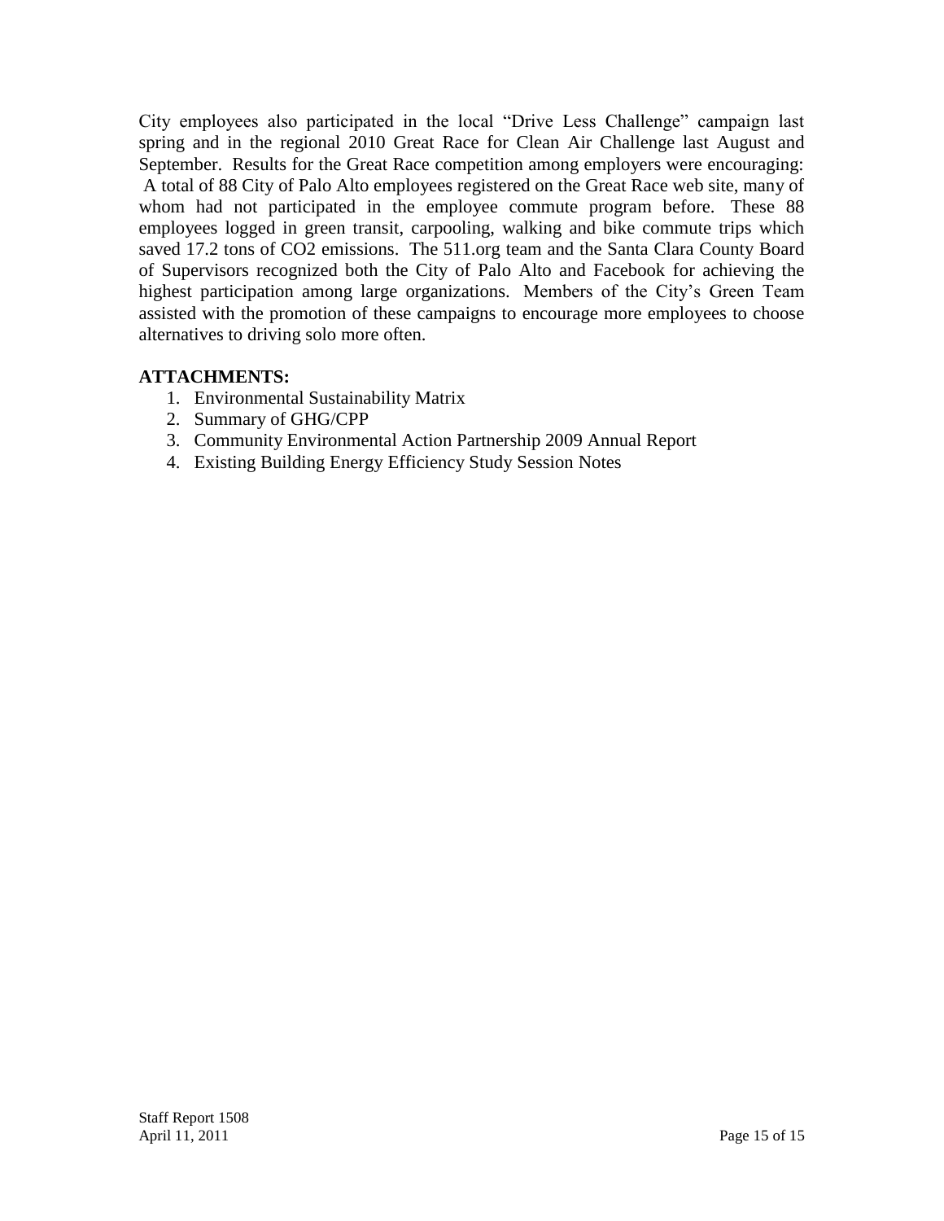City employees also participated in the local "Drive Less Challenge" campaign last spring and in the regional 2010 Great Race for Clean Air Challenge last August and September. Results for the Great Race competition among employers were encouraging: A total of 88 City of Palo Alto employees registered on the Great Race web site, many of whom had not participated in the employee commute program before. These 88 employees logged in green transit, carpooling, walking and bike commute trips which saved 17.2 tons of $CO_2$ emissions. The 511.org team and the Santa Clara County Board of Supervisors recognized both the City of Palo Alto and Facebook for achieving the highest participation among large organizations. Members of the City's Green Team assisted with the promotion of these campaigns to encourage more employees to choose alternatives to driving solo more often.

**ATTACHMENTS:**

1. Environmental Sustainability Matrix
2. Summary of GHG/CPP
3. Community Environmental Action Partnership 2009 Annual Report
4. Existing Building Energy Efficiency Study Session Notes

Staff Report 1508
April 11, 2011